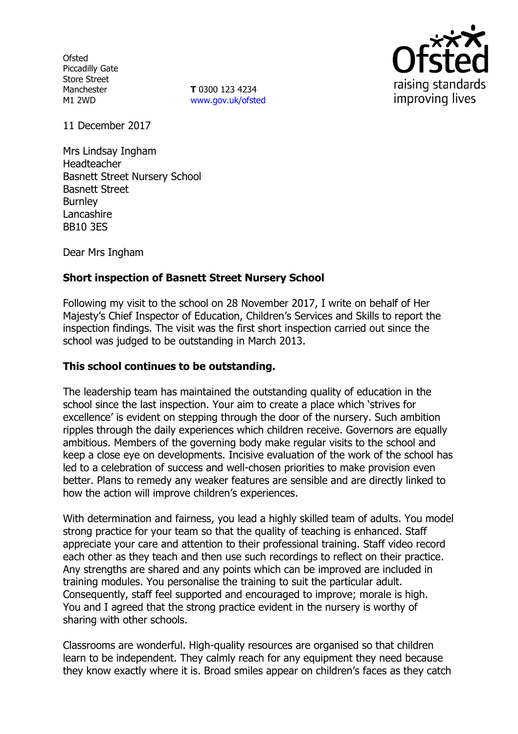Ofsted
Piccadilly Gate
Store Street
Manchester
M1 2WD

**T** 0300 123 4234
www.gov.uk/ofsted

Ofsted
raising standards
improving lives

11 December 2017

Mrs Lindsay Ingham
Headteacher
Basnett Street Nursery School
Basnett Street
Burnley
Lancashire
BB10 3ES

Dear Mrs Ingham

**Short inspection of Basnett Street Nursery School**

Following my visit to the school on 28 November 2017, I write on behalf of Her Majesty's Chief Inspector of Education, Children's Services and Skills to report the inspection findings. The visit was the first short inspection carried out since the school was judged to be outstanding in March 2013.

**This school continues to be outstanding.**

The leadership team has maintained the outstanding quality of education in the school since the last inspection. Your aim to create a place which 'strives for excellence' is evident on stepping through the door of the nursery. Such ambition ripples through the daily experiences which children receive. Governors are equally ambitious. Members of the governing body make regular visits to the school and keep a close eye on developments. Incisive evaluation of the work of the school has led to a celebration of success and well-chosen priorities to make provision even better. Plans to remedy any weaker features are sensible and are directly linked to how the action will improve children's experiences.

With determination and fairness, you lead a highly skilled team of adults. You model strong practice for your team so that the quality of teaching is enhanced. Staff appreciate your care and attention to their professional training. Staff video record each other as they teach and then use such recordings to reflect on their practice. Any strengths are shared and any points which can be improved are included in training modules. You personalise the training to suit the particular adult. Consequently, staff feel supported and encouraged to improve; morale is high. You and I agreed that the strong practice evident in the nursery is worthy of sharing with other schools.

Classrooms are wonderful. High-quality resources are organised so that children learn to be independent. They calmly reach for any equipment they need because they know exactly where it is. Broad smiles appear on children's faces as they catch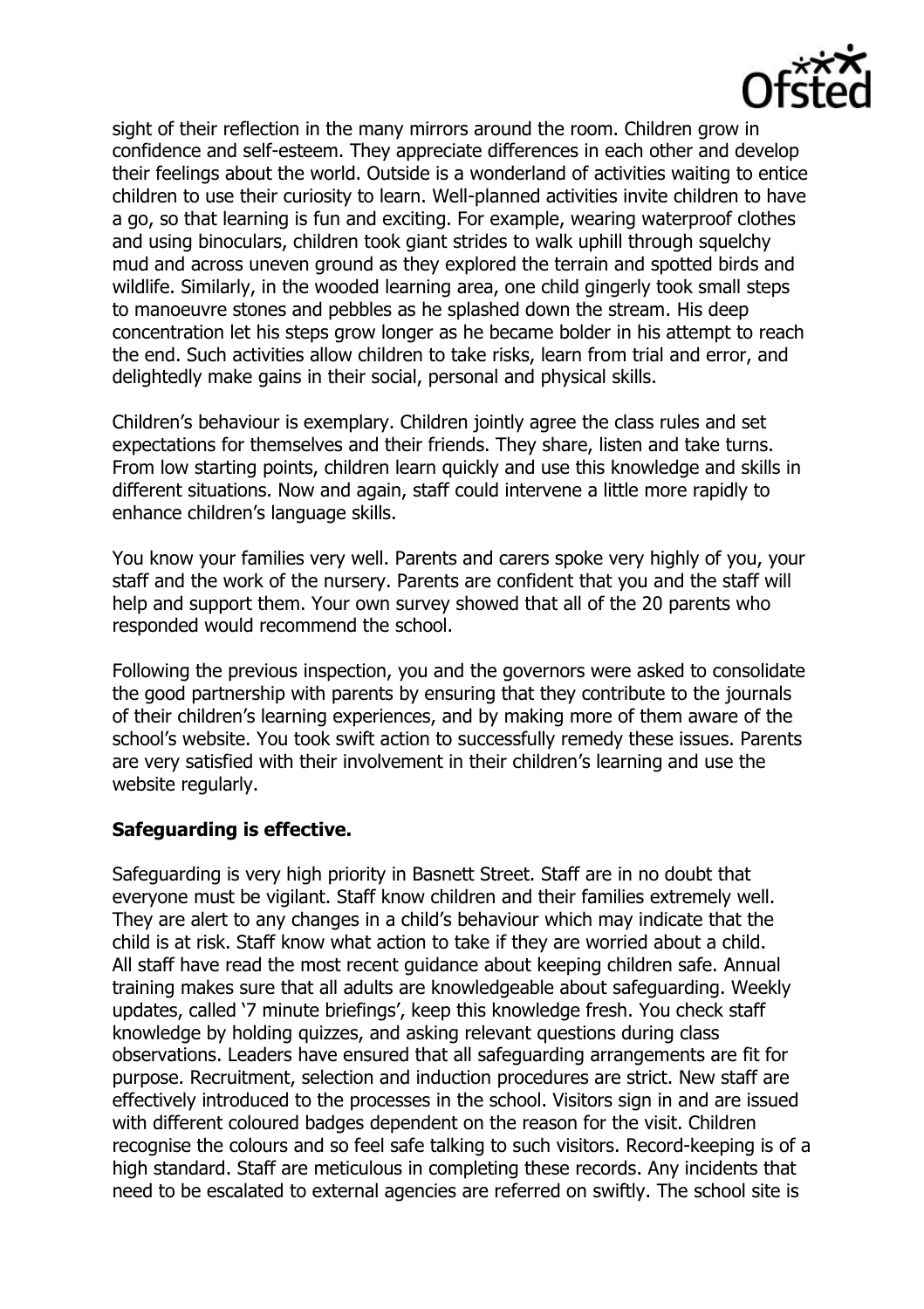sight of their reflection in the many mirrors around the room. Children grow in confidence and self-esteem. They appreciate differences in each other and develop their feelings about the world. Outside is a wonderland of activities waiting to entice children to use their curiosity to learn. Well-planned activities invite children to have a go, so that learning is fun and exciting. For example, wearing waterproof clothes and using binoculars, children took giant strides to walk uphill through squelchy mud and across uneven ground as they explored the terrain and spotted birds and wildlife. Similarly, in the wooded learning area, one child gingerly took small steps to manoeuvre stones and pebbles as he splashed down the stream. His deep concentration let his steps grow longer as he became bolder in his attempt to reach the end. Such activities allow children to take risks, learn from trial and error, and delightedly make gains in their social, personal and physical skills.

Children's behaviour is exemplary. Children jointly agree the class rules and set expectations for themselves and their friends. They share, listen and take turns. From low starting points, children learn quickly and use this knowledge and skills in different situations. Now and again, staff could intervene a little more rapidly to enhance children's language skills.

You know your families very well. Parents and carers spoke very highly of you, your staff and the work of the nursery. Parents are confident that you and the staff will help and support them. Your own survey showed that all of the 20 parents who responded would recommend the school.

Following the previous inspection, you and the governors were asked to consolidate the good partnership with parents by ensuring that they contribute to the journals of their children's learning experiences, and by making more of them aware of the school's website. You took swift action to successfully remedy these issues. Parents are very satisfied with their involvement in their children's learning and use the website regularly.

**Safeguarding is effective.**

Safeguarding is very high priority in Basnett Street. Staff are in no doubt that everyone must be vigilant. Staff know children and their families extremely well. They are alert to any changes in a child's behaviour which may indicate that the child is at risk. Staff know what action to take if they are worried about a child. All staff have read the most recent guidance about keeping children safe. Annual training makes sure that all adults are knowledgeable about safeguarding. Weekly updates, called '7 minute briefings', keep this knowledge fresh. You check staff knowledge by holding quizzes, and asking relevant questions during class observations. Leaders have ensured that all safeguarding arrangements are fit for purpose. Recruitment, selection and induction procedures are strict. New staff are effectively introduced to the processes in the school. Visitors sign in and are issued with different coloured badges dependent on the reason for the visit. Children recognise the colours and so feel safe talking to such visitors. Record-keeping is of a high standard. Staff are meticulous in completing these records. Any incidents that need to be escalated to external agencies are referred on swiftly. The school site is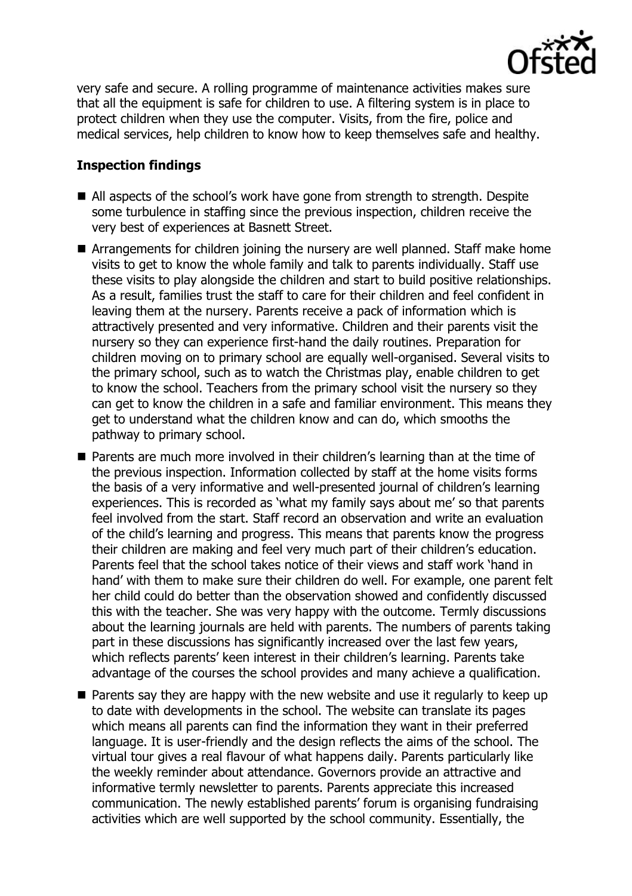very safe and secure. A rolling programme of maintenance activities makes sure that all the equipment is safe for children to use. A filtering system is in place to protect children when they use the computer. Visits, from the fire, police and medical services, help children to know how to keep themselves safe and healthy.

## Inspection findings

- All aspects of the school's work have gone from strength to strength. Despite some turbulence in staffing since the previous inspection, children receive the very best of experiences at Basnett Street.
- Arrangements for children joining the nursery are well planned. Staff make home visits to get to know the whole family and talk to parents individually. Staff use these visits to play alongside the children and start to build positive relationships. As a result, families trust the staff to care for their children and feel confident in leaving them at the nursery. Parents receive a pack of information which is attractively presented and very informative. Children and their parents visit the nursery so they can experience first-hand the daily routines. Preparation for children moving on to primary school are equally well-organised. Several visits to the primary school, such as to watch the Christmas play, enable children to get to know the school. Teachers from the primary school visit the nursery so they can get to know the children in a safe and familiar environment. This means they get to understand what the children know and can do, which smooths the pathway to primary school.
- Parents are much more involved in their children's learning than at the time of the previous inspection. Information collected by staff at the home visits forms the basis of a very informative and well-presented journal of children's learning experiences. This is recorded as 'what my family says about me' so that parents feel involved from the start. Staff record an observation and write an evaluation of the child's learning and progress. This means that parents know the progress their children are making and feel very much part of their children's education. Parents feel that the school takes notice of their views and staff work 'hand in hand' with them to make sure their children do well. For example, one parent felt her child could do better than the observation showed and confidently discussed this with the teacher. She was very happy with the outcome. Termly discussions about the learning journals are held with parents. The numbers of parents taking part in these discussions has significantly increased over the last few years, which reflects parents' keen interest in their children's learning. Parents take advantage of the courses the school provides and many achieve a qualification.
- Parents say they are happy with the new website and use it regularly to keep up to date with developments in the school. The website can translate its pages which means all parents can find the information they want in their preferred language. It is user-friendly and the design reflects the aims of the school. The virtual tour gives a real flavour of what happens daily. Parents particularly like the weekly reminder about attendance. Governors provide an attractive and informative termly newsletter to parents. Parents appreciate this increased communication. The newly established parents' forum is organising fundraising activities which are well supported by the school community. Essentially, the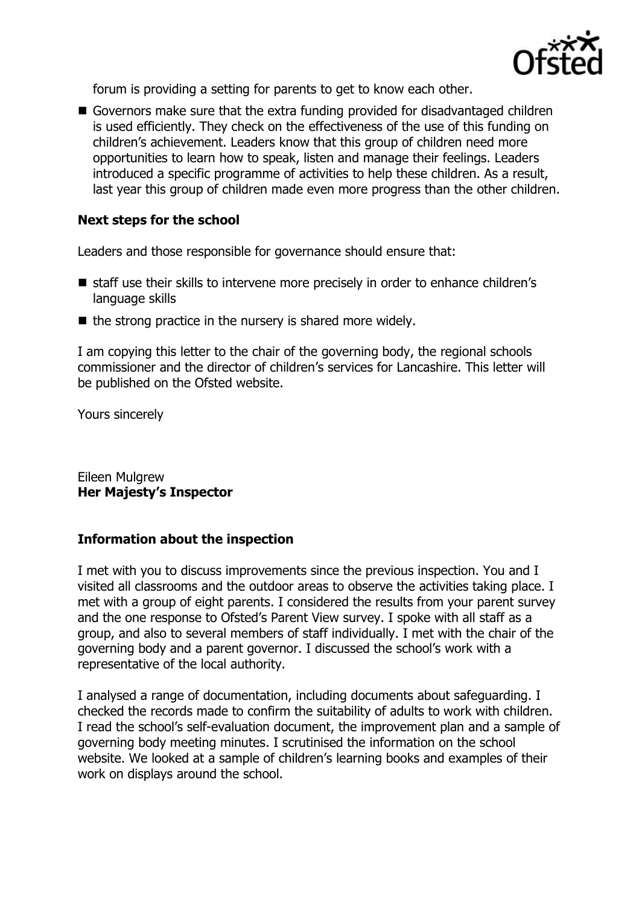forum is providing a setting for parents to get to know each other.

- Governors make sure that the extra funding provided for disadvantaged children is used efficiently. They check on the effectiveness of the use of this funding on children's achievement. Leaders know that this group of children need more opportunities to learn how to speak, listen and manage their feelings. Leaders introduced a specific programme of activities to help these children. As a result, last year this group of children made even more progress than the other children.

### Next steps for the school

Leaders and those responsible for governance should ensure that:

- staff use their skills to intervene more precisely in order to enhance children's language skills
- the strong practice in the nursery is shared more widely.

I am copying this letter to the chair of the governing body, the regional schools commissioner and the director of children's services for Lancashire. This letter will be published on the Ofsted website.

Yours sincerely

Eileen Mulgrew
**Her Majesty's Inspector**

### Information about the inspection

I met with you to discuss improvements since the previous inspection. You and I visited all classrooms and the outdoor areas to observe the activities taking place. I met with a group of eight parents. I considered the results from your parent survey and the one response to Ofsted's Parent View survey. I spoke with all staff as a group, and also to several members of staff individually. I met with the chair of the governing body and a parent governor. I discussed the school's work with a representative of the local authority.

I analysed a range of documentation, including documents about safeguarding. I checked the records made to confirm the suitability of adults to work with children. I read the school's self-evaluation document, the improvement plan and a sample of governing body meeting minutes. I scrutinised the information on the school website. We looked at a sample of children's learning books and examples of their work on displays around the school.